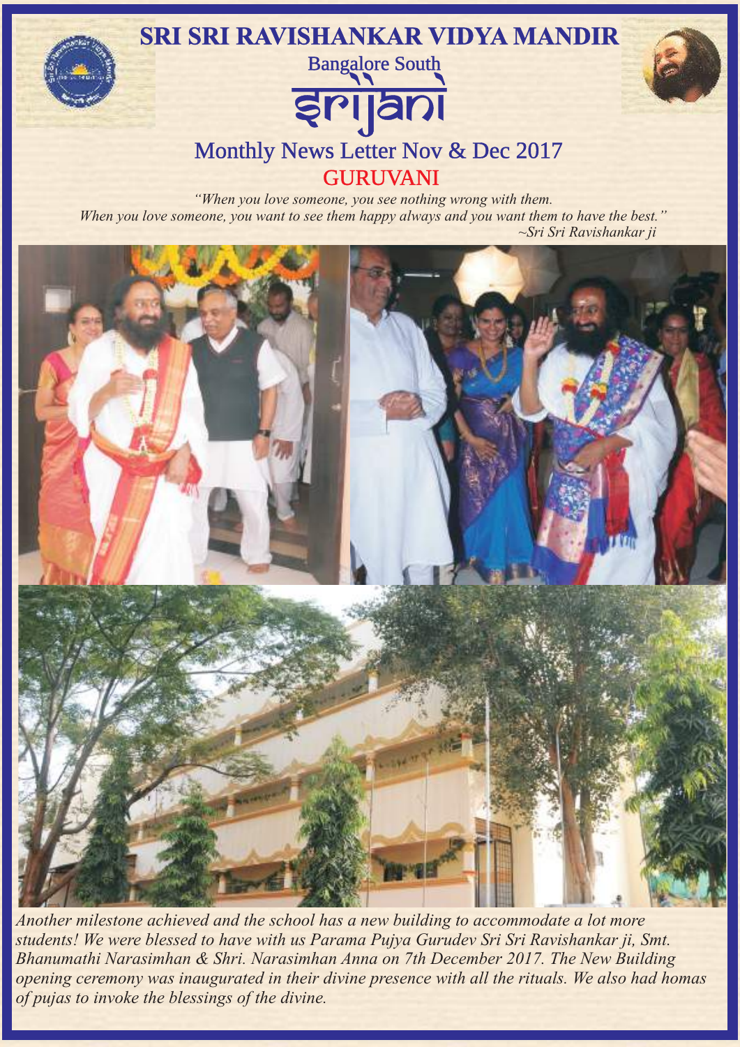# SRI SRI RAVISHANKAR VIDYA MANDIR

Bangalore South

## srijani

## Monthly News Letter Nov & Dec 2017

## GURUVANI

*"When you love someone, you see nothing wrong with them.*
*When you love someone, you want to see them happy always and you want them to have the best."*
*~Sri Sri Ravishankar ji*

*Another milestone achieved and the school has a new building to accommodate a lot more students! We were blessed to have with us Parama Pujya Gurudev Sri Sri Ravishankar ji, Smt. Bhanumathi Narasimhan & Shri. Narasimhan Anna on 7th December 2017. The New Building opening ceremony was inaugurated in their divine presence with all the rituals. We also had homas of pujas to invoke the blessings of the divine.*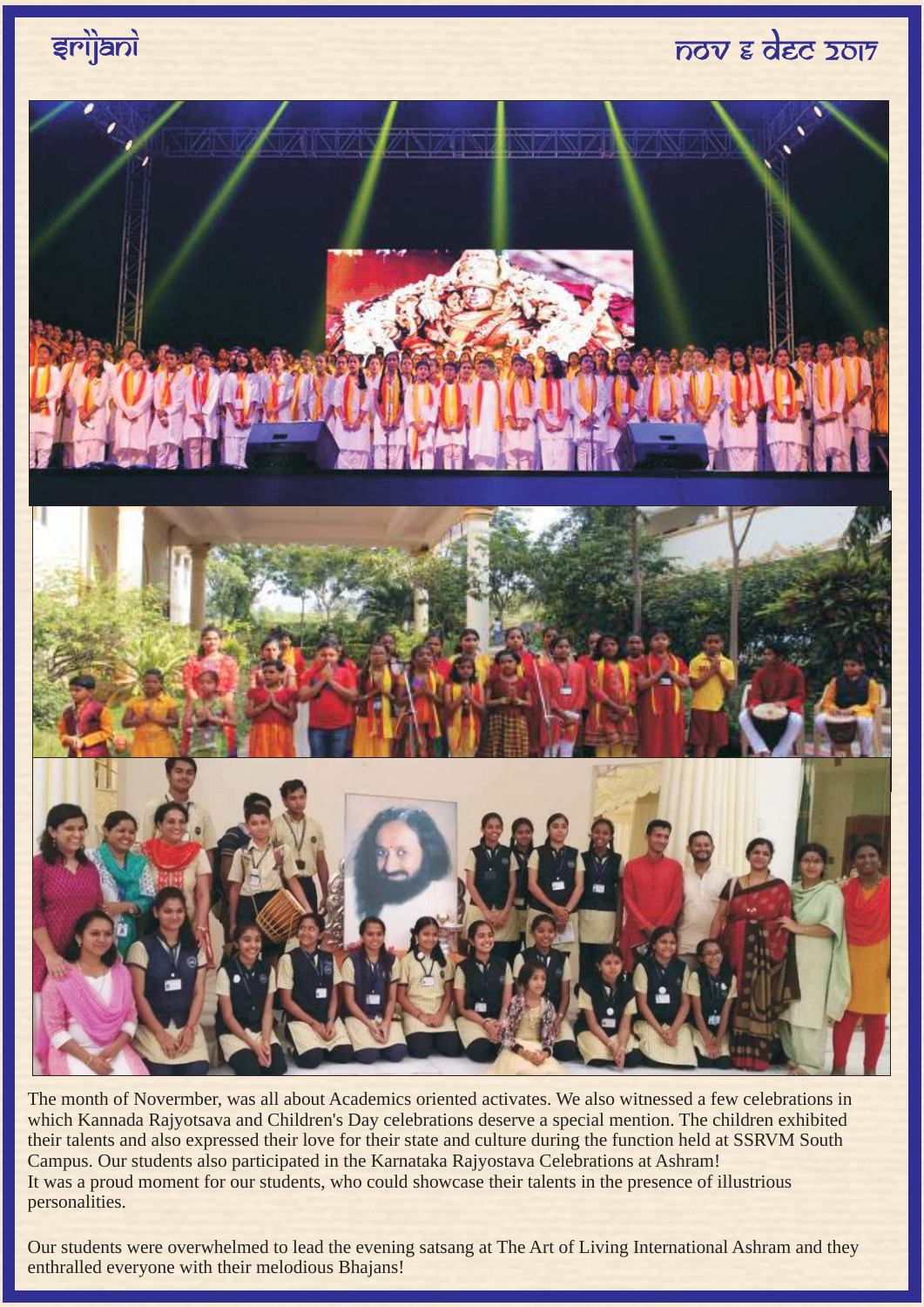The month of Novermber, was all about Academics oriented activates. We also witnessed a few celebrations in which Kannada Rajyotsava and Children's Day celebrations deserve a special mention. The children exhibited their talents and also expressed their love for their state and culture during the function held at SSRVM South Campus. Our students also participated in the Karnataka Rajyostava Celebrations at Ashram!
It was a proud moment for our students, who could showcase their talents in the presence of illustrious personalities.

Our students were overwhelmed to lead the evening satsang at The Art of Living International Ashram and they enthralled everyone with their melodious Bhajans!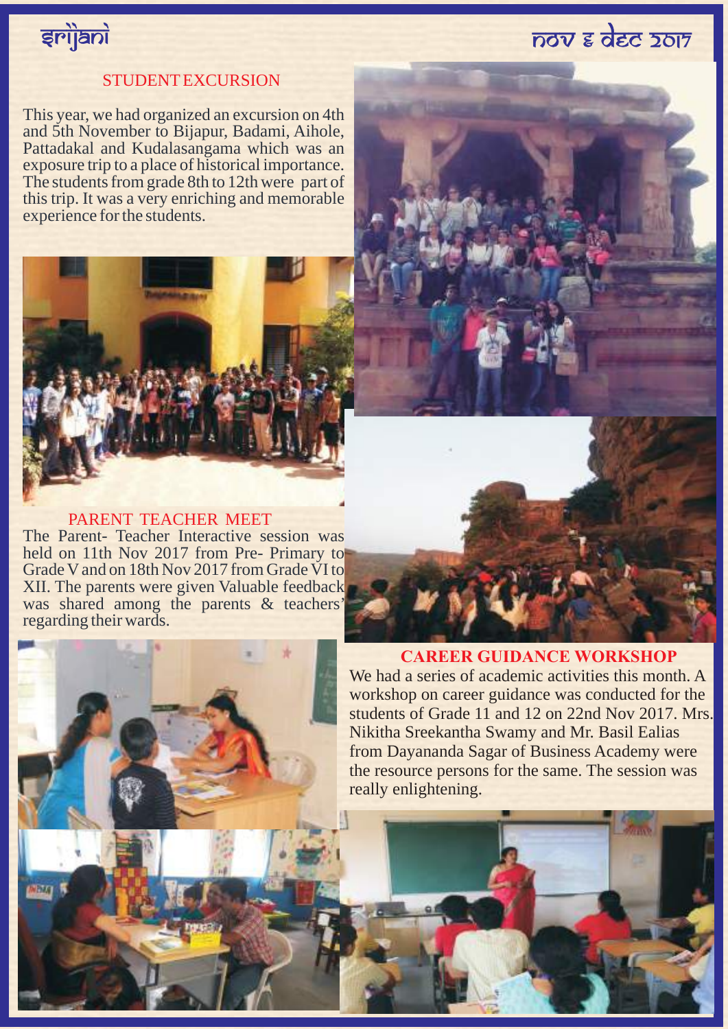## STUDENT EXCURSION

This year, we had organized an excursion on 4th and 5th November to Bijapur, Badami, Aihole, Pattadakal and Kudalasangama which was an exposure trip to a place of historical importance. The students from grade 8th to 12th were part of this trip. It was a very enriching and memorable experience for the students.

## PARENT TEACHER MEET

The Parent- Teacher Interactive session was held on 11th Nov 2017 from Pre- Primary to Grade V and on 18th Nov 2017 from Grade VI to XII. The parents were given Valuable feedback was shared among the parents & teachers' regarding their wards.

## CAREER GUIDANCE WORKSHOP

We had a series of academic activities this month. A workshop on career guidance was conducted for the students of Grade 11 and 12 on 22nd Nov 2017. Mrs. Nikitha Sreekantha Swamy and Mr. Basil Ealias from Dayananda Sagar of Business Academy were the resource persons for the same. The session was really enlightening.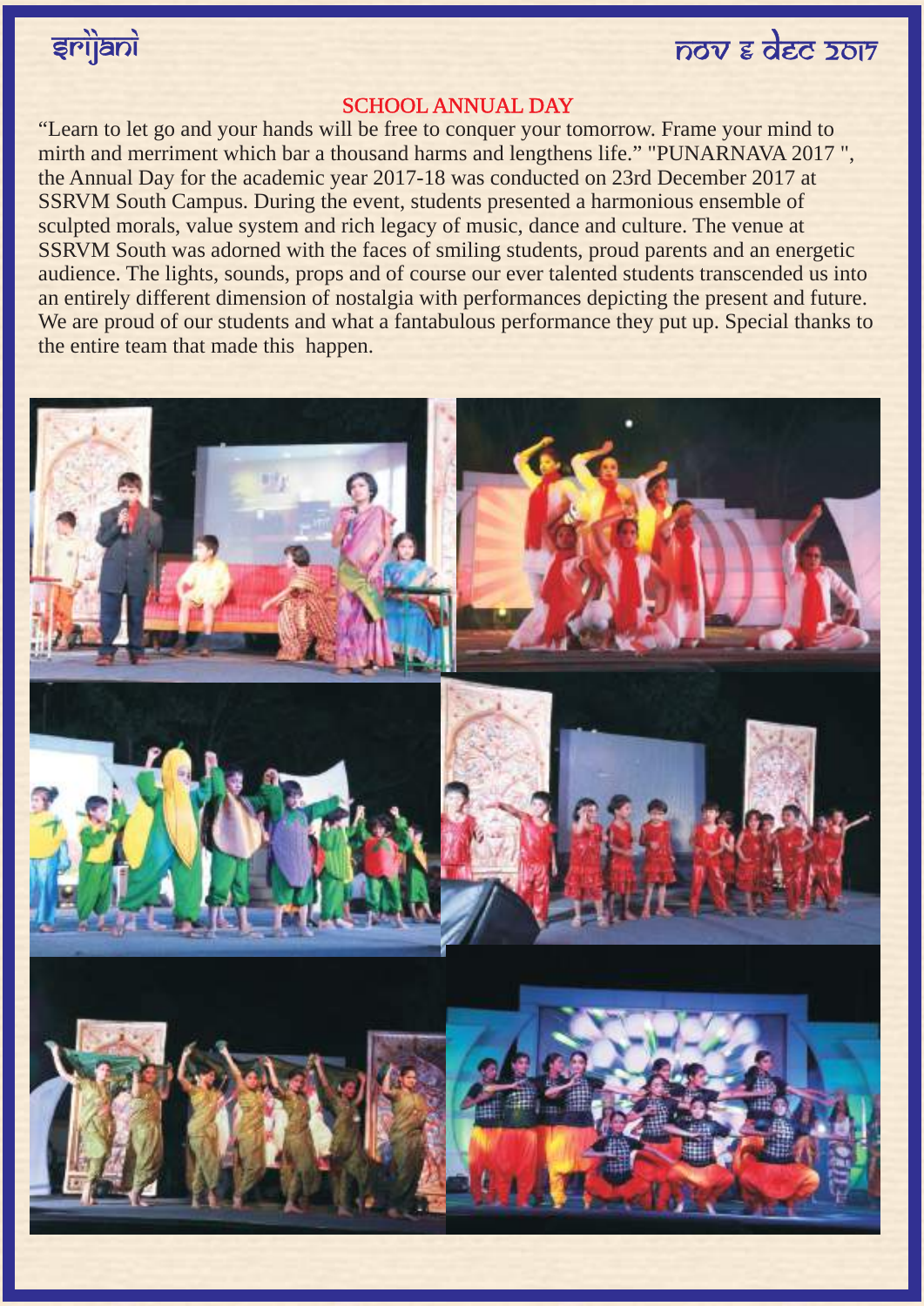## SCHOOL ANNUAL DAY

“Learn to let go and your hands will be free to conquer your tomorrow. Frame your mind to mirth and merriment which bar a thousand harms and lengthens life.” "PUNARNAVA 2017 ", the Annual Day for the academic year 2017-18 was conducted on 23rd December 2017 at SSRVM South Campus. During the event, students presented a harmonious ensemble of sculpted morals, value system and rich legacy of music, dance and culture. The venue at SSRVM South was adorned with the faces of smiling students, proud parents and an energetic audience. The lights, sounds, props and of course our ever talented students transcended us into an entirely different dimension of nostalgia with performances depicting the present and future. We are proud of our students and what a fantabulous performance they put up. Special thanks to the entire team that made this happen.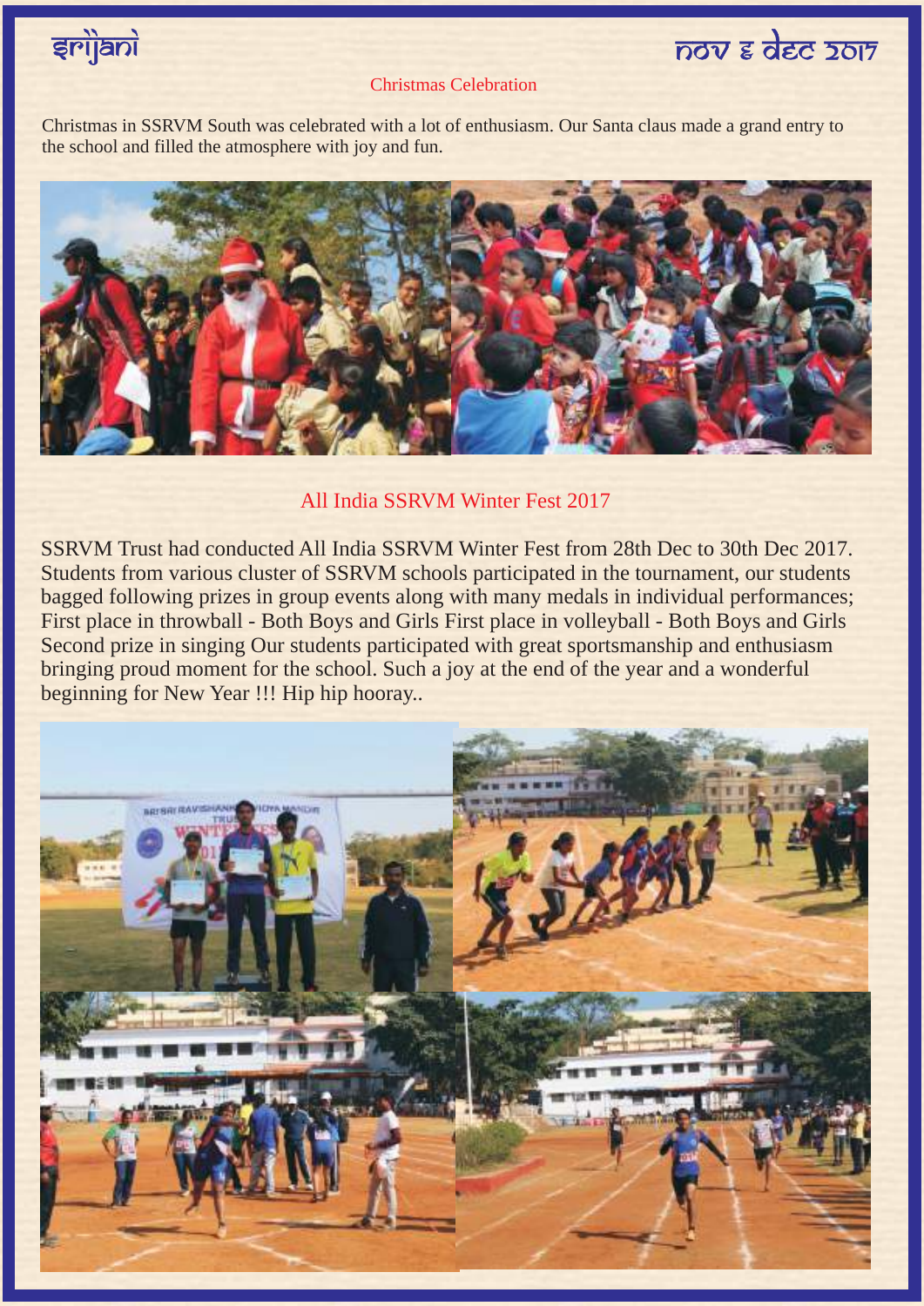## Christmas Celebration

Christmas in SSRVM South was celebrated with a lot of enthusiasm. Our Santa claus made a grand entry to the school and filled the atmosphere with joy and fun.

## All India SSRVM Winter Fest 2017

SSRVM Trust had conducted All India SSRVM Winter Fest from 28th Dec to 30th Dec 2017. Students from various cluster of SSRVM schools participated in the tournament, our students bagged following prizes in group events along with many medals in individual performances; First place in throwball - Both Boys and Girls First place in volleyball - Both Boys and Girls Second prize in singing Our students participated with great sportsmanship and enthusiasm bringing proud moment for the school. Such a joy at the end of the year and a wonderful beginning for New Year !!! Hip hip hooray..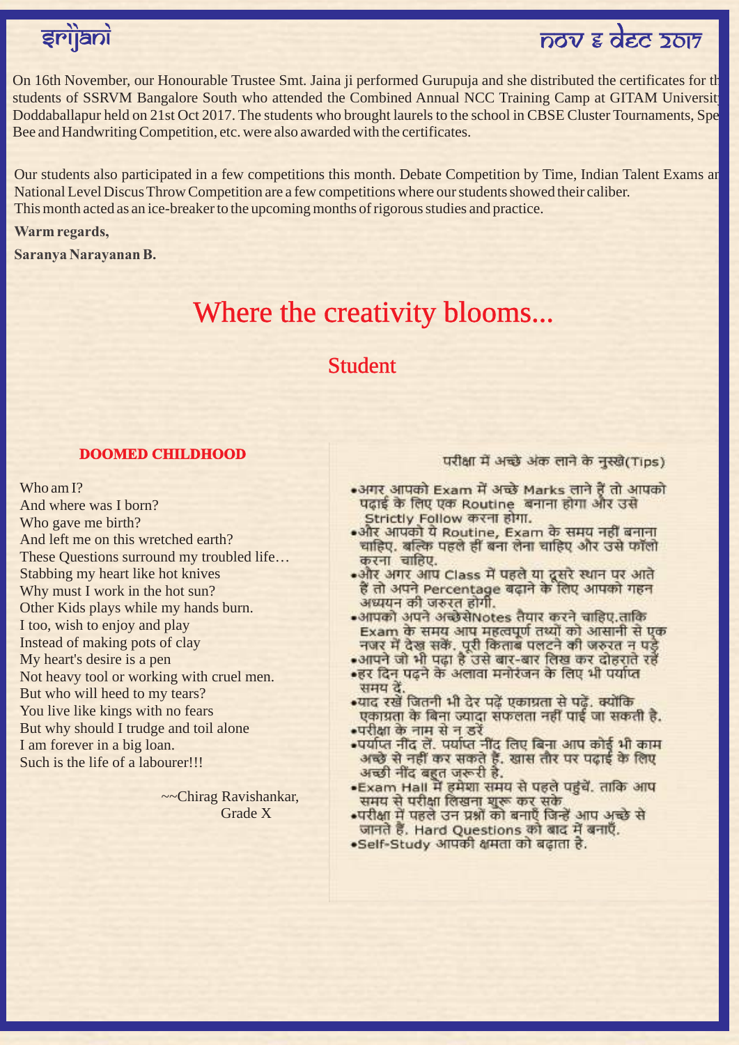On 16th November, our Honourable Trustee Smt. Jaina ji performed Gurupuja and she distributed the certificates for th students of SSRVM Bangalore South who attended the Combined Annual NCC Training Camp at GITAM Universit Doddaballapur held on 21st Oct 2017. The students who brought laurels to the school in CBSE Cluster Tournaments, Spe Bee and Handwriting Competition, etc. were also awarded with the certificates.

Our students also participated in a few competitions this month. Debate Competition by Time, Indian Talent Exams ar National Level Discus Throw Competition are a few competitions where our students showed their caliber.
This month acted as an ice-breaker to the upcoming months of rigorous studies and practice.

**Warm regards,**

**Saranya Narayanan B.**

# Where the creativity blooms...

## Student

### DOOMED CHILDHOOD

Who am I?
And where was I born?
Who gave me birth?
And left me on this wretched earth?
These Questions surround my troubled life…
Stabbing my heart like hot knives
Why must I work in the hot sun?
Other Kids plays while my hands burn.
I too, wish to enjoy and play
Instead of making pots of clay
My heart's desire is a pen
Not heavy tool or working with cruel men.
But who will heed to my tears?
You live like kings with no fears
But why should I trudge and toil alone
I am forever in a big loan.
Such is the life of a labourer!!!

~~Chirag Ravishankar,
Grade X

### परीक्षा में अच्छे अंक लाने के नुस्खे(Tips)

- अगर आपको Exam में अच्छे Marks लाने हैं तो आपको पढ़ाई के लिए एक Routine बनाना होगा और उसे Strictly Follow करना होगा.
- और आपको ये Routine, Exam के समय नहीं बनाना चाहिए. बल्कि पहले हीं बना लेना चाहिए और उसे फॉलो करना चाहिए.
- और अगर आप Class में पहले या दूसरे स्थान पर आते हैं तो अपने Percentage बढ़ाने के लिए आपको गहन अध्ययन की जरुरत होगी.
- आपको अपने अच्छेसेNotes तैयार करने चाहिए.ताकि Exam के समय आप महत्वपूर्ण तथ्यों को आसानी से एक नजर में देख सकें. पूरी किताब पलटने की जरुरत न पड़े
- आपने जो भी पढ़ा है उसे बार-बार लिख कर दोहराते रहें
- हर दिन पढ़ने के अलावा मनोरंजन के लिए भी पर्याप्त समय दें.
- याद रखें जितनी भी देर पढ़ें एकाग्रता से पढ़ें. क्योंकि एकाग्रता के बिना ज्यादा सफलता नहीं पाई जा सकती है.
- परीक्षा के नाम से न डरें
- पर्याप्त नींद लें. पर्याप्त नींद लिए बिना आप कोई भी काम अच्छे से नहीं कर सकते हैं. खास तौर पर पढ़ाई के लिए अच्छी नींद बहुत जरूरी है.
- Exam Hall में हमेशा समय से पहले पहुंचें. ताकि आप समय से परीक्षा लिखना शुरू कर सके
- परीक्षा में पहले उन प्रश्नों को बनाएँ जिन्हें आप अच्छे से जानते हैं. Hard Questions को बाद में बनाएँ.
- Self-Study आपकी क्षमता को बढ़ाता है.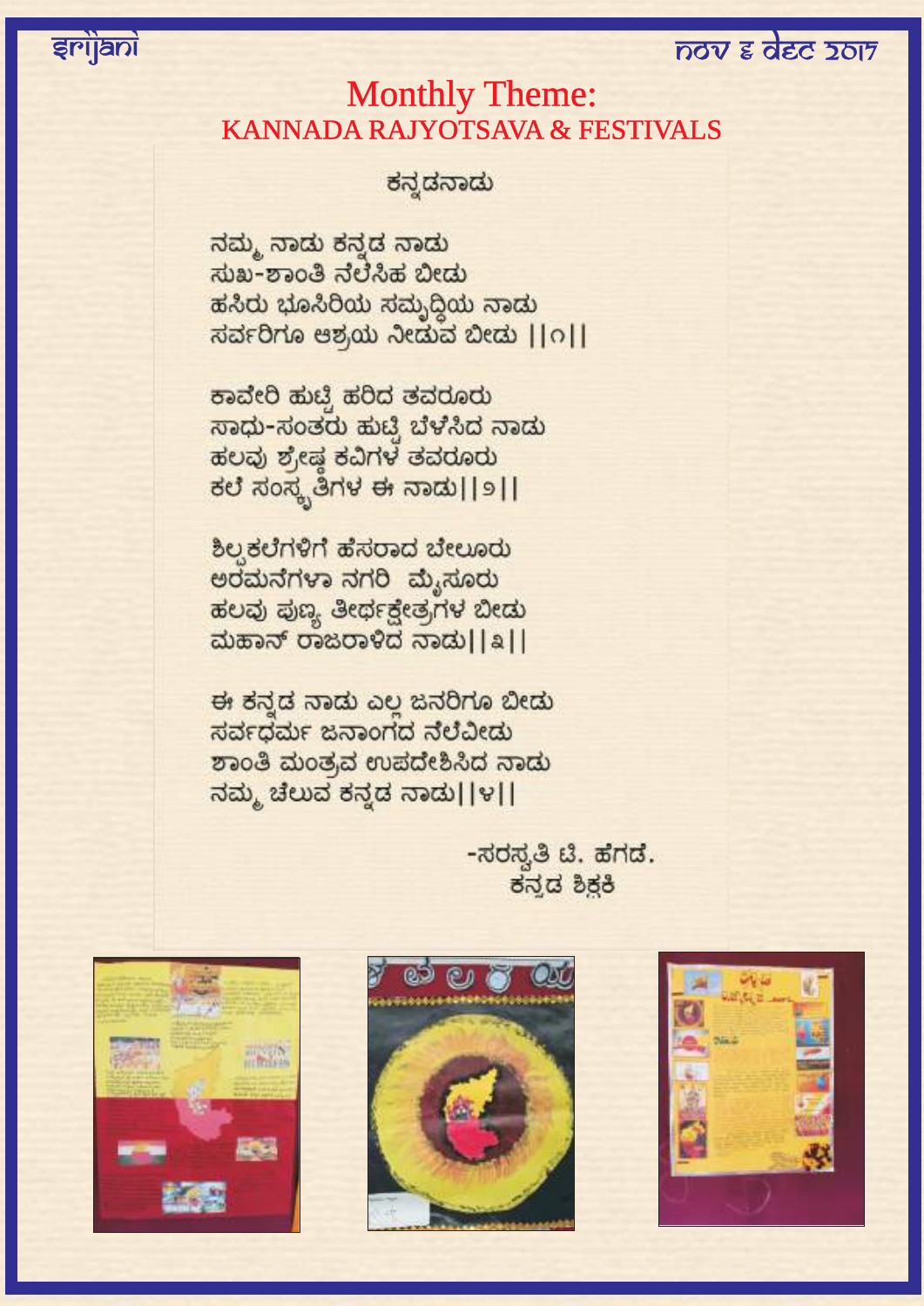# Monthly Theme:
## KANNADA RAJYOTSAVA & FESTIVALS

### ಕನ್ನಡನಾಡು

ನಮ್ಮ ನಾಡು ಕನ್ನಡ ನಾಡು
ಸುಖ-ಶಾಂತಿ ನೆಲೆಸಿಹ ಬೀಡು
ಹಸಿರು ಭೂಸಿರಿಯ ಸಮೃದ್ಧಿಯ ನಾಡು
ಸರ್ವರಿಗೂ ಆಶ್ರಯ ನೀಡುವ ಬೀಡು ||೧||

ಕಾವೇರಿ ಹುಟ್ಟಿ ಹರಿದ ತವರೂರು
ಸಾಧು-ಸಂತರು ಹುಟ್ಟಿ ಬೆಳೆಸಿದ ನಾಡು
ಹಲವು ಶ್ರೇಷ್ಠ ಕವಿಗಳ ತವರೂರು
ಕಲೆ ಸಂಸ್ಕೃತಿಗಳ ಈ ನಾಡು||೨||

ಶಿಲ್ಪಕಲೆಗಳಿಗೆ ಹೆಸರಾದ ಬೇಲೂರು
ಅರಮನೆಗಳಾ ನಗರಿ ಮೈಸೂರು
ಹಲವು ಪುಣ್ಯ ತೀರ್ಥಕ್ಷೇತ್ರಗಳ ಬೀಡು
ಮಹಾನ್ ರಾಜರಾಳಿದ ನಾಡು||೩||

ಈ ಕನ್ನಡ ನಾಡು ಎಲ್ಲ ಜನರಿಗೂ ಬೀಡು
ಸರ್ವಧರ್ಮ ಜನಾಂಗದ ನೆಲೆವೀಡು
ಶಾಂತಿ ಮಂತ್ರವ ಉಪದೇಶಿಸಿದ ನಾಡು
ನಮ್ಮ ಚೆಲುವ ಕನ್ನಡ ನಾಡು||೪||

-ಸರಸ್ವತಿ ಟಿ. ಹೆಗಡೆ.
ಕನ್ನಡ ಶಿಕ್ಷಕಿ